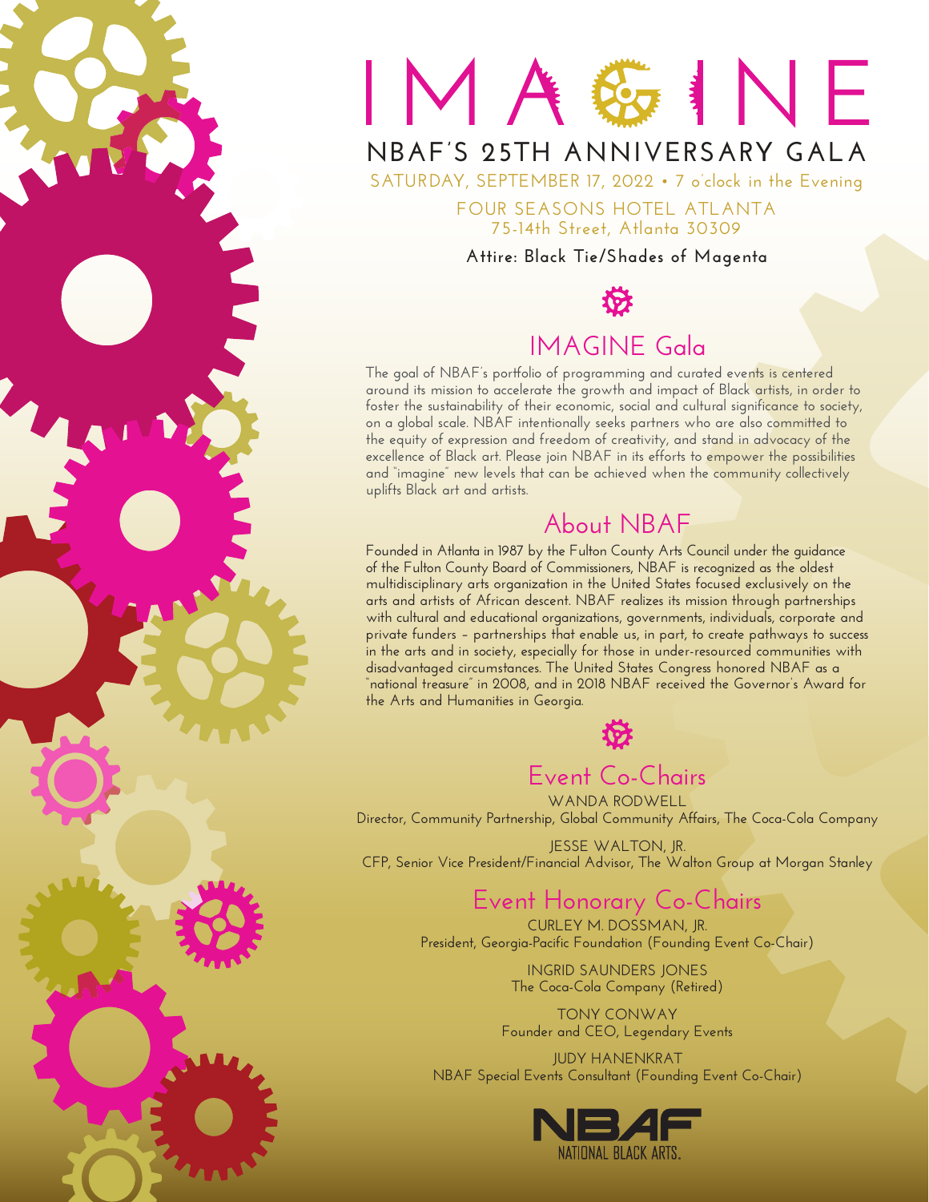# IMAGINE

## NBAF'S 25TH ANNIVERSARY GALA

SATURDAY, SEPTEMBER 17, 2022 • 7 o'clock in the Evening

FOUR SEASONS HOTEL ATLANTA
75-14th Street, Atlanta 30309

**Attire: Black Tie/Shades of Magenta**

## IMAGINE Gala

The goal of NBAF's portfolio of programming and curated events is centered around its mission to accelerate the growth and impact of Black artists, in order to foster the sustainability of their economic, social and cultural significance to society, on a global scale. NBAF intentionally seeks partners who are also committed to the equity of expression and freedom of creativity, and stand in advocacy of the excellence of Black art. Please join NBAF in its efforts to empower the possibilities and "imagine" new levels that can be achieved when the community collectively uplifts Black art and artists.

## About NBAF

Founded in Atlanta in 1987 by the Fulton County Arts Council under the guidance of the Fulton County Board of Commissioners, NBAF is recognized as the oldest multidisciplinary arts organization in the United States focused exclusively on the arts and artists of African descent. NBAF realizes its mission through partnerships with cultural and educational organizations, governments, individuals, corporate and private funders – partnerships that enable us, in part, to create pathways to success in the arts and in society, especially for those in under-resourced communities with disadvantaged circumstances. The United States Congress honored NBAF as a "national treasure" in 2008, and in 2018 NBAF received the Governor's Award for the Arts and Humanities in Georgia.

## Event Co-Chairs

WANDA RODWELL
Director, Community Partnership, Global Community Affairs, The Coca-Cola Company

JESSE WALTON, JR.
CFP, Senior Vice President/Financial Advisor, The Walton Group at Morgan Stanley

## Event Honorary Co-Chairs

CURLEY M. DOSSMAN, JR.
President, Georgia-Pacific Foundation (Founding Event Co-Chair)

INGRID SAUNDERS JONES
The Coca-Cola Company (Retired)

TONY CONWAY
Founder and CEO, Legendary Events

JUDY HANENKRAT
NBAF Special Events Consultant (Founding Event Co-Chair)

NBAF
NATIONAL BLACK ARTS.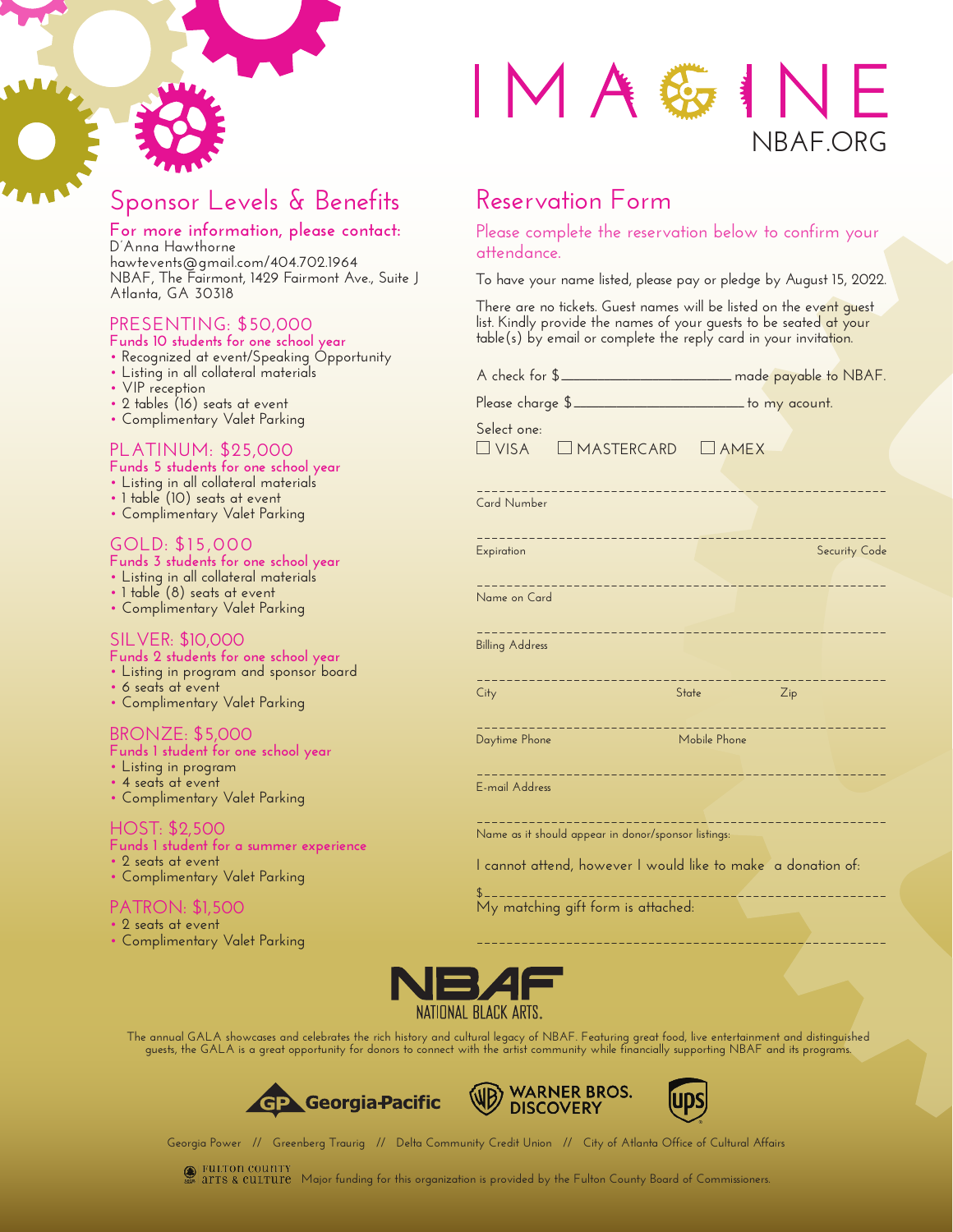# IMAGINE

NBAF.ORG

## Sponsor Levels & Benefits

**For more information, please contact:**
D'Anna Hawthorne
hawtevents@gmail.com/404.702.1964
NBAF, The Fairmont, 1429 Fairmont Ave., Suite J
Atlanta, GA 30318

### PRESENTING: $50,000

**Funds 10 students for one school year**

- Recognized at event/Speaking Opportunity
- Listing in all collateral materials
- VIP reception
- 2 tables (16) seats at event
- Complimentary Valet Parking

### PLATINUM: $25,000

**Funds 5 students for one school year**

- Listing in all collateral materials
- 1 table (10) seats at event
- Complimentary Valet Parking

### GOLD: $15,000

**Funds 3 students for one school year**

- Listing in all collateral materials
- 1 table (8) seats at event
- Complimentary Valet Parking

### SILVER: $10,000

**Funds 2 students for one school year**

- Listing in program and sponsor board
- 6 seats at event
- Complimentary Valet Parking

### BRONZE: $5,000

**Funds 1 student for one school year**

- Listing in program
- 4 seats at event
- Complimentary Valet Parking

### HOST: $2,500

**Funds 1 student for a summer experience**

- 2 seats at event
- Complimentary Valet Parking

### PATRON: $1,500

- 2 seats at event
- Complimentary Valet Parking

## Reservation Form

Please complete the reservation below to confirm your attendance.

To have your name listed, please pay or pledge by August 15, 2022.

There are no tickets. Guest names will be listed on the event guest list. Kindly provide the names of your guests to be seated at your table(s) by email or complete the reply card in your invitation.

A check for $______________________ made payable to NBAF.

Please charge $______________________ to my acount.

Select one:

☐ VISA ☐ MASTERCARD ☐ AMEX

Card Number

Expiration Security Code

Name on Card

Billing Address

City State Zip

Daytime Phone Mobile Phone

E-mail Address

Name as it should appear in donor/sponsor listings:

I cannot attend, however I would like to make a donation of:

$

My matching gift form is attached:

NBAF NATIONAL BLACK ARTS.

The annual GALA showcases and celebrates the rich history and cultural legacy of NBAF. Featuring great food, live entertainment and distinguished guests, the GALA is a great opportunity for donors to connect with the artist community while financially supporting NBAF and its programs.

Georgia-Pacific WARNER BROS. DISCOVERY UPS

Georgia Power // Greenberg Traurig // Delta Community Credit Union // City of Atlanta Office of Cultural Affairs

Fulton County Arts & Culture Major funding for this organization is provided by the Fulton County Board of Commissioners.